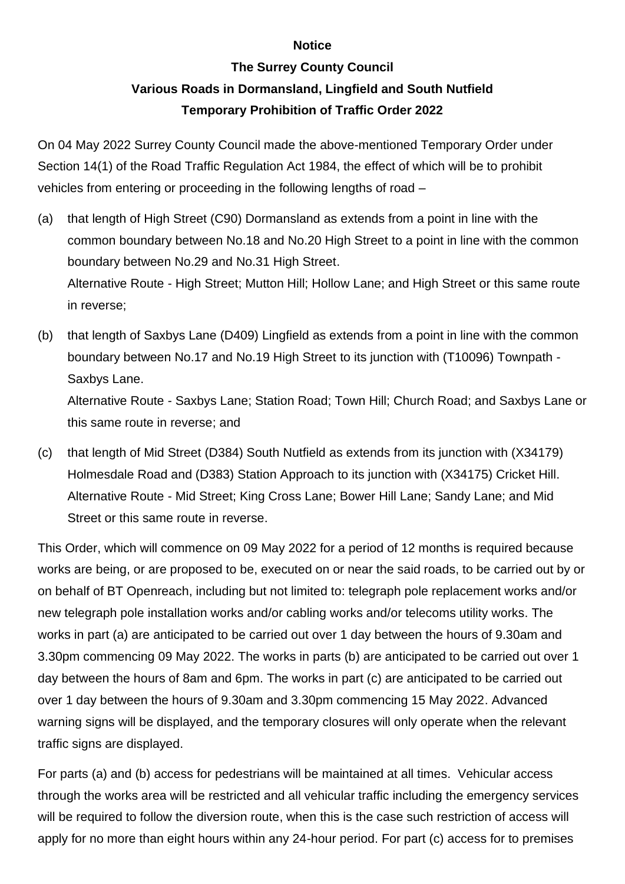**Notice**

**The Surrey County Council**

**Various Roads in Dormansland, Lingfield and South Nutfield**

**Temporary Prohibition of Traffic Order 2022**

On 04 May 2022 Surrey County Council made the above-mentioned Temporary Order under Section 14(1) of the Road Traffic Regulation Act 1984, the effect of which will be to prohibit vehicles from entering or proceeding in the following lengths of road –

(a) that length of High Street (C90) Dormansland as extends from a point in line with the common boundary between No.18 and No.20 High Street to a point in line with the common boundary between No.29 and No.31 High Street.
Alternative Route - High Street; Mutton Hill; Hollow Lane; and High Street or this same route in reverse;

(b) that length of Saxbys Lane (D409) Lingfield as extends from a point in line with the common boundary between No.17 and No.19 High Street to its junction with (T10096) Townpath - Saxbys Lane.
Alternative Route - Saxbys Lane; Station Road; Town Hill; Church Road; and Saxbys Lane or this same route in reverse; and

(c) that length of Mid Street (D384) South Nutfield as extends from its junction with (X34179) Holmesdale Road and (D383) Station Approach to its junction with (X34175) Cricket Hill.
Alternative Route - Mid Street; King Cross Lane; Bower Hill Lane; Sandy Lane; and Mid Street or this same route in reverse.

This Order, which will commence on 09 May 2022 for a period of 12 months is required because works are being, or are proposed to be, executed on or near the said roads, to be carried out by or on behalf of BT Openreach, including but not limited to: telegraph pole replacement works and/or new telegraph pole installation works and/or cabling works and/or telecoms utility works. The works in part (a) are anticipated to be carried out over 1 day between the hours of 9.30am and 3.30pm commencing 09 May 2022. The works in parts (b) are anticipated to be carried out over 1 day between the hours of 8am and 6pm. The works in part (c) are anticipated to be carried out over 1 day between the hours of 9.30am and 3.30pm commencing 15 May 2022. Advanced warning signs will be displayed, and the temporary closures will only operate when the relevant traffic signs are displayed.

For parts (a) and (b) access for pedestrians will be maintained at all times. Vehicular access through the works area will be restricted and all vehicular traffic including the emergency services will be required to follow the diversion route, when this is the case such restriction of access will apply for no more than eight hours within any 24-hour period. For part (c) access for to premises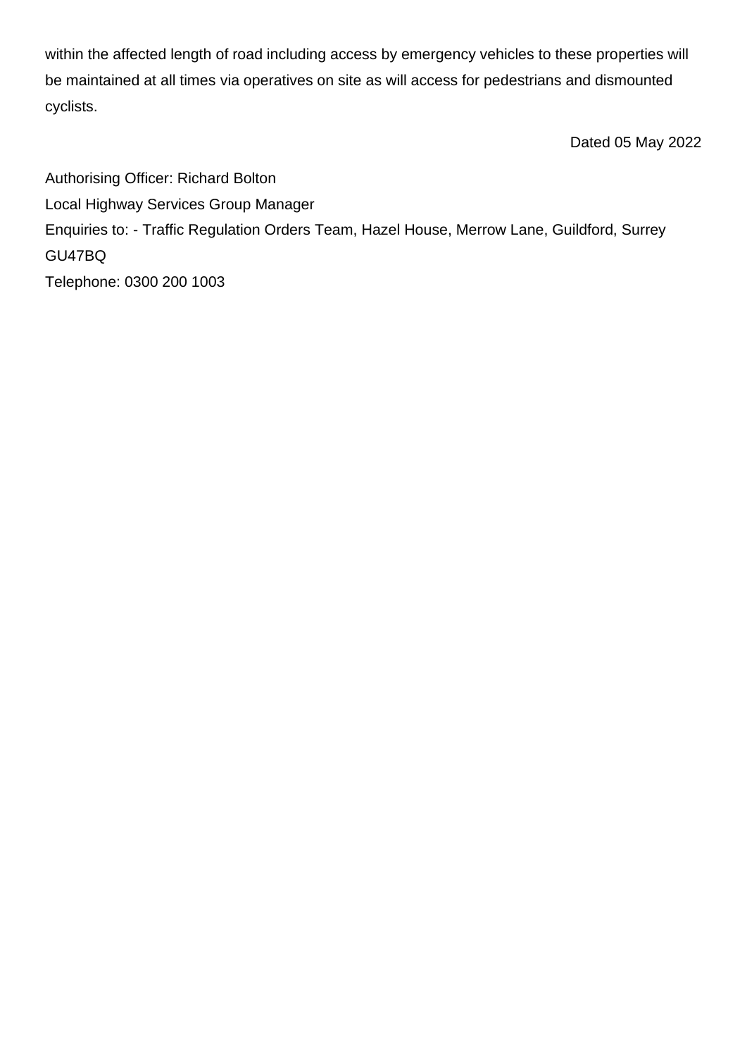within the affected length of road including access by emergency vehicles to these properties will be maintained at all times via operatives on site as will access for pedestrians and dismounted cyclists.

Dated 05 May 2022

Authorising Officer: Richard Bolton

Local Highway Services Group Manager

Enquiries to: - Traffic Regulation Orders Team, Hazel House, Merrow Lane, Guildford, Surrey GU47BQ

Telephone: 0300 200 1003